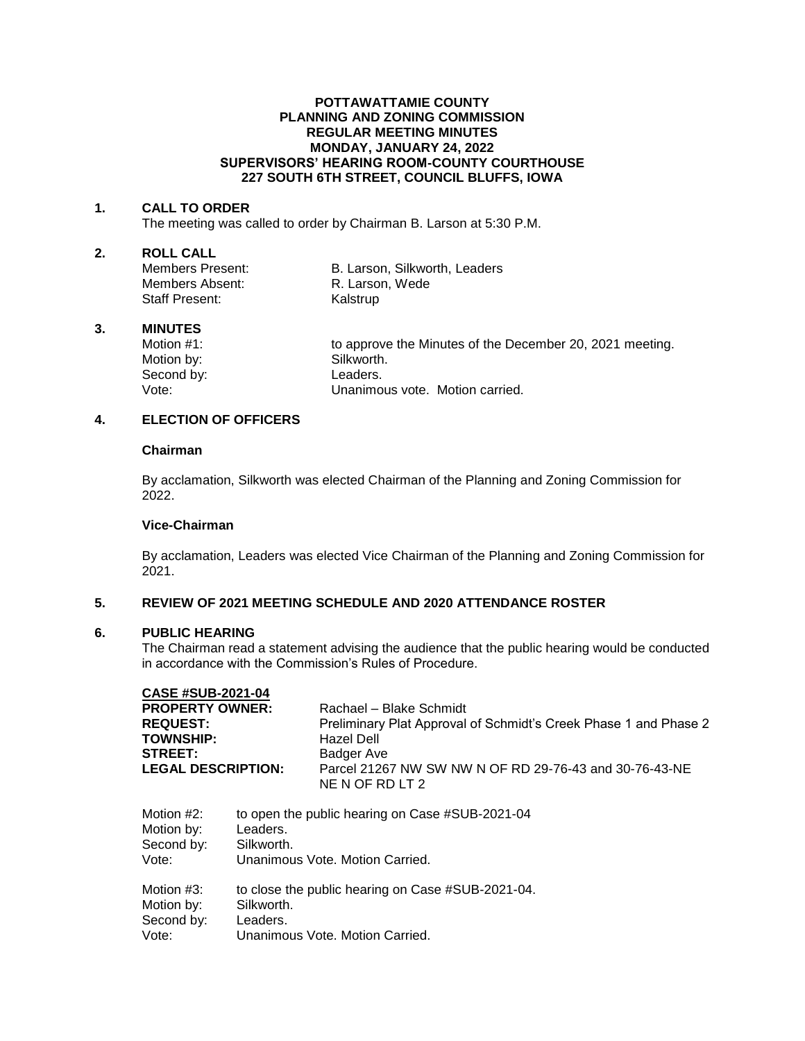**POTTAWATTAMIE COUNTY**
**PLANNING AND ZONING COMMISSION**
**REGULAR MEETING MINUTES**
**MONDAY, JANUARY 24, 2022**
**SUPERVISORS' HEARING ROOM-COUNTY COURTHOUSE**
**227 SOUTH 6TH STREET, COUNCIL BLUFFS, IOWA**

**1. CALL TO ORDER**

The meeting was called to order by Chairman B. Larson at 5:30 P.M.

**2. ROLL CALL**

| | |
|---|---|
| Members Present: | B. Larson, Silkworth, Leaders |
| Members Absent: | R. Larson, Wede |
| Staff Present: | Kalstrup |

**3. MINUTES**

| | |
|---|---|
| Motion #1: | to approve the Minutes of the December 20, 2021 meeting. |
| Motion by: | Silkworth. |
| Second by: | Leaders. |
| Vote: | Unanimous vote. Motion carried. |

**4. ELECTION OF OFFICERS**

**Chairman**

By acclamation, Silkworth was elected Chairman of the Planning and Zoning Commission for 2022.

**Vice-Chairman**

By acclamation, Leaders was elected Vice Chairman of the Planning and Zoning Commission for 2021.

**5. REVIEW OF 2021 MEETING SCHEDULE AND 2020 ATTENDANCE ROSTER**

**6. PUBLIC HEARING**

The Chairman read a statement advising the audience that the public hearing would be conducted in accordance with the Commission's Rules of Procedure.

**CASE #SUB-2021-04**

| | |
|---|---|
| **PROPERTY OWNER:** | Rachael – Blake Schmidt |
| **REQUEST:** | Preliminary Plat Approval of Schmidt's Creek Phase 1 and Phase 2 |
| **TOWNSHIP:** | Hazel Dell |
| **STREET:** | Badger Ave |
| **LEGAL DESCRIPTION:** | Parcel 21267 NW SW NW N OF RD 29-76-43 and 30-76-43-NE NE N OF RD LT 2 |

| | |
|---|---|
| Motion #2: | to open the public hearing on Case #SUB-2021-04 |
| Motion by: | Leaders. |
| Second by: | Silkworth. |
| Vote: | Unanimous Vote. Motion Carried. |

| | |
|---|---|
| Motion #3: | to close the public hearing on Case #SUB-2021-04. |
| Motion by: | Silkworth. |
| Second by: | Leaders. |
| Vote: | Unanimous Vote. Motion Carried. |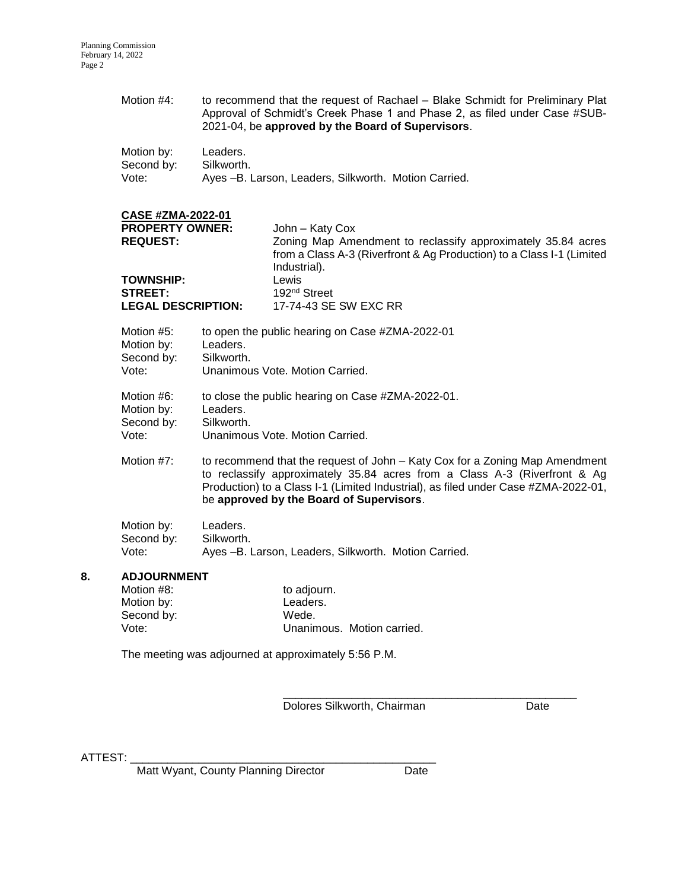Motion #4: to recommend that the request of Rachael – Blake Schmidt for Preliminary Plat Approval of Schmidt's Creek Phase 1 and Phase 2, as filed under Case #SUB-2021-04, be **approved by the Board of Supervisors**.

Motion by: Leaders.
Second by: Silkworth.
Vote: Ayes –B. Larson, Leaders, Silkworth. Motion Carried.

**CASE #ZMA-2022-01**

**PROPERTY OWNER:** John – Katy Cox
**REQUEST:** Zoning Map Amendment to reclassify approximately 35.84 acres from a Class A-3 (Riverfront & Ag Production) to a Class I-1 (Limited Industrial).
**TOWNSHIP:** Lewis
**STREET:** 192nd Street
**LEGAL DESCRIPTION:** 17-74-43 SE SW EXC RR

Motion #5: to open the public hearing on Case #ZMA-2022-01
Motion by: Leaders.
Second by: Silkworth.
Vote: Unanimous Vote. Motion Carried.

Motion #6: to close the public hearing on Case #ZMA-2022-01.
Motion by: Leaders.
Second by: Silkworth.
Vote: Unanimous Vote. Motion Carried.

Motion #7: to recommend that the request of John – Katy Cox for a Zoning Map Amendment to reclassify approximately 35.84 acres from a Class A-3 (Riverfront & Ag Production) to a Class I-1 (Limited Industrial), as filed under Case #ZMA-2022-01, be **approved by the Board of Supervisors**.

Motion by: Leaders.
Second by: Silkworth.
Vote: Ayes –B. Larson, Leaders, Silkworth. Motion Carried.

## 8. ADJOURNMENT

Motion #8: to adjourn.
Motion by: Leaders.
Second by: Wede.
Vote: Unanimous. Motion carried.

The meeting was adjourned at approximately 5:56 P.M.

\_\_\_\_\_\_\_\_\_\_\_\_\_\_\_\_\_\_\_\_\_\_\_\_\_\_\_\_\_\_\_\_\_\_\_\_\_\_\_\_\_\_\_\_
Dolores Silkworth, Chairman Date

ATTEST: \_\_\_\_\_\_\_\_\_\_\_\_\_\_\_\_\_\_\_\_\_\_\_\_\_\_\_\_\_\_\_\_\_\_\_\_\_\_\_\_\_\_\_\_
Matt Wyant, County Planning Director Date